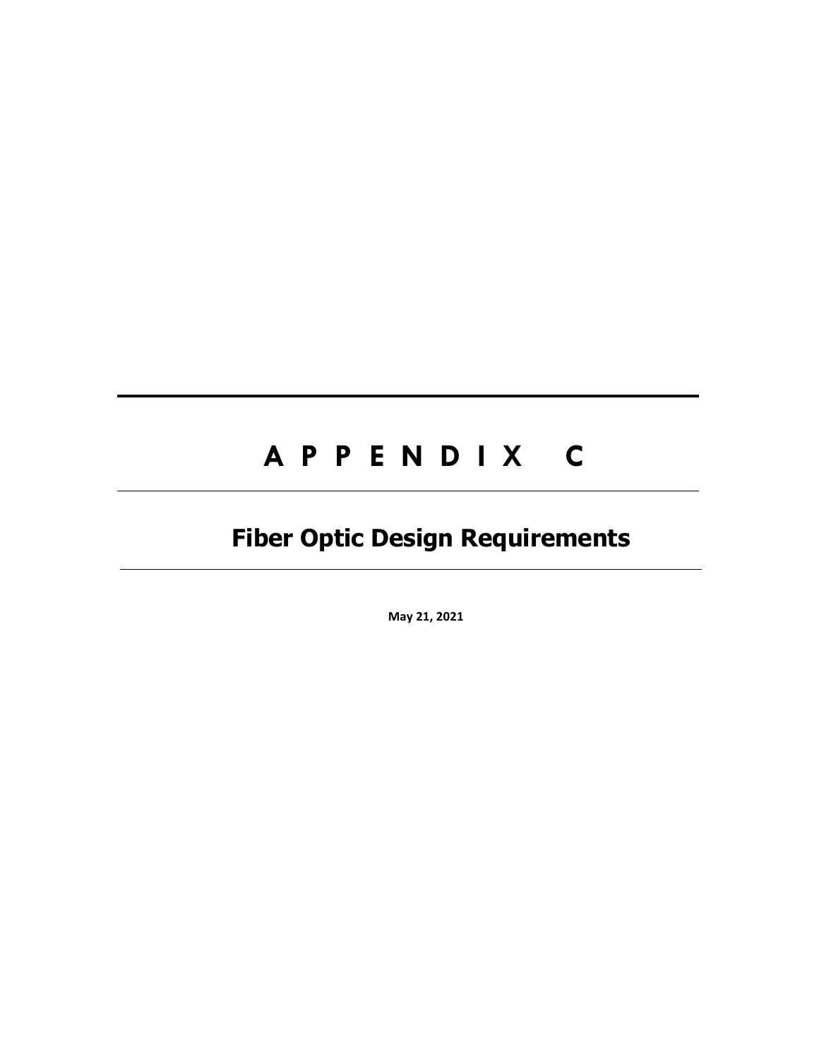# A P P E N D I X C

## Fiber Optic Design Requirements

**May 21, 2021**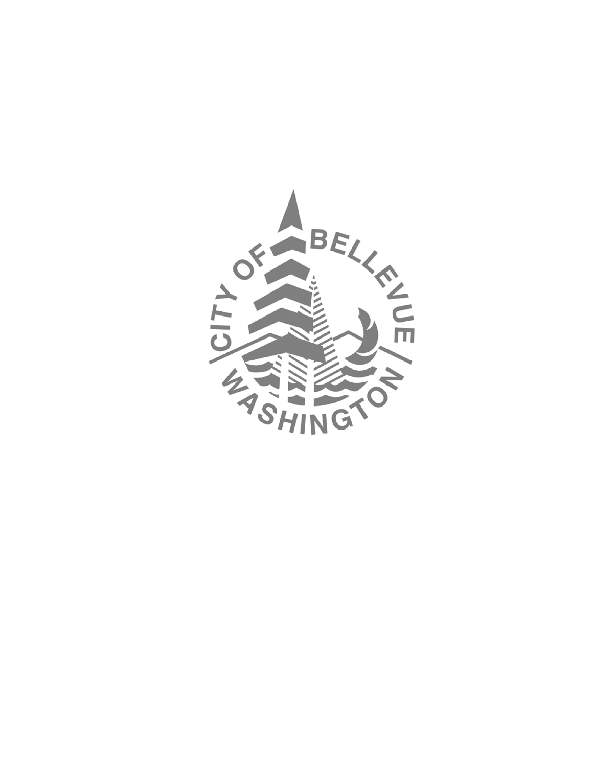CITY OF BELLEVUE

WASHINGTON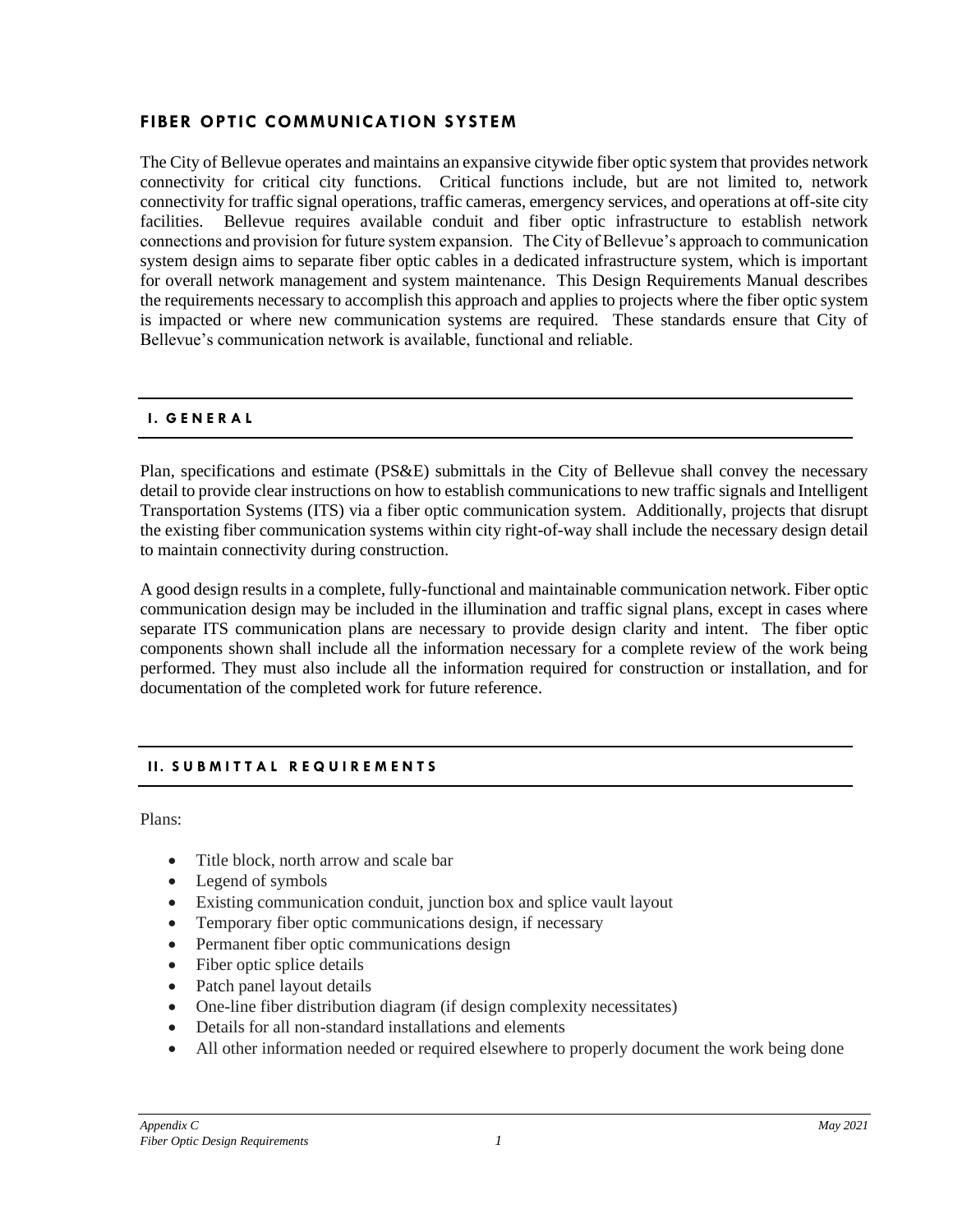## FIBER OPTIC COMMUNICATION SYSTEM

The City of Bellevue operates and maintains an expansive citywide fiber optic system that provides network connectivity for critical city functions. Critical functions include, but are not limited to, network connectivity for traffic signal operations, traffic cameras, emergency services, and operations at off-site city facilities. Bellevue requires available conduit and fiber optic infrastructure to establish network connections and provision for future system expansion. The City of Bellevue's approach to communication system design aims to separate fiber optic cables in a dedicated infrastructure system, which is important for overall network management and system maintenance. This Design Requirements Manual describes the requirements necessary to accomplish this approach and applies to projects where the fiber optic system is impacted or where new communication systems are required. These standards ensure that City of Bellevue's communication network is available, functional and reliable.

### I. GENERAL

Plan, specifications and estimate (PS&E) submittals in the City of Bellevue shall convey the necessary detail to provide clear instructions on how to establish communications to new traffic signals and Intelligent Transportation Systems (ITS) via a fiber optic communication system. Additionally, projects that disrupt the existing fiber communication systems within city right-of-way shall include the necessary design detail to maintain connectivity during construction.

A good design results in a complete, fully-functional and maintainable communication network. Fiber optic communication design may be included in the illumination and traffic signal plans, except in cases where separate ITS communication plans are necessary to provide design clarity and intent. The fiber optic components shown shall include all the information necessary for a complete review of the work being performed. They must also include all the information required for construction or installation, and for documentation of the completed work for future reference.

### II. SUBMITTAL REQUIREMENTS

Plans:

- Title block, north arrow and scale bar
- Legend of symbols
- Existing communication conduit, junction box and splice vault layout
- Temporary fiber optic communications design, if necessary
- Permanent fiber optic communications design
- Fiber optic splice details
- Patch panel layout details
- One-line fiber distribution diagram (if design complexity necessitates)
- Details for all non-standard installations and elements
- All other information needed or required elsewhere to properly document the work being done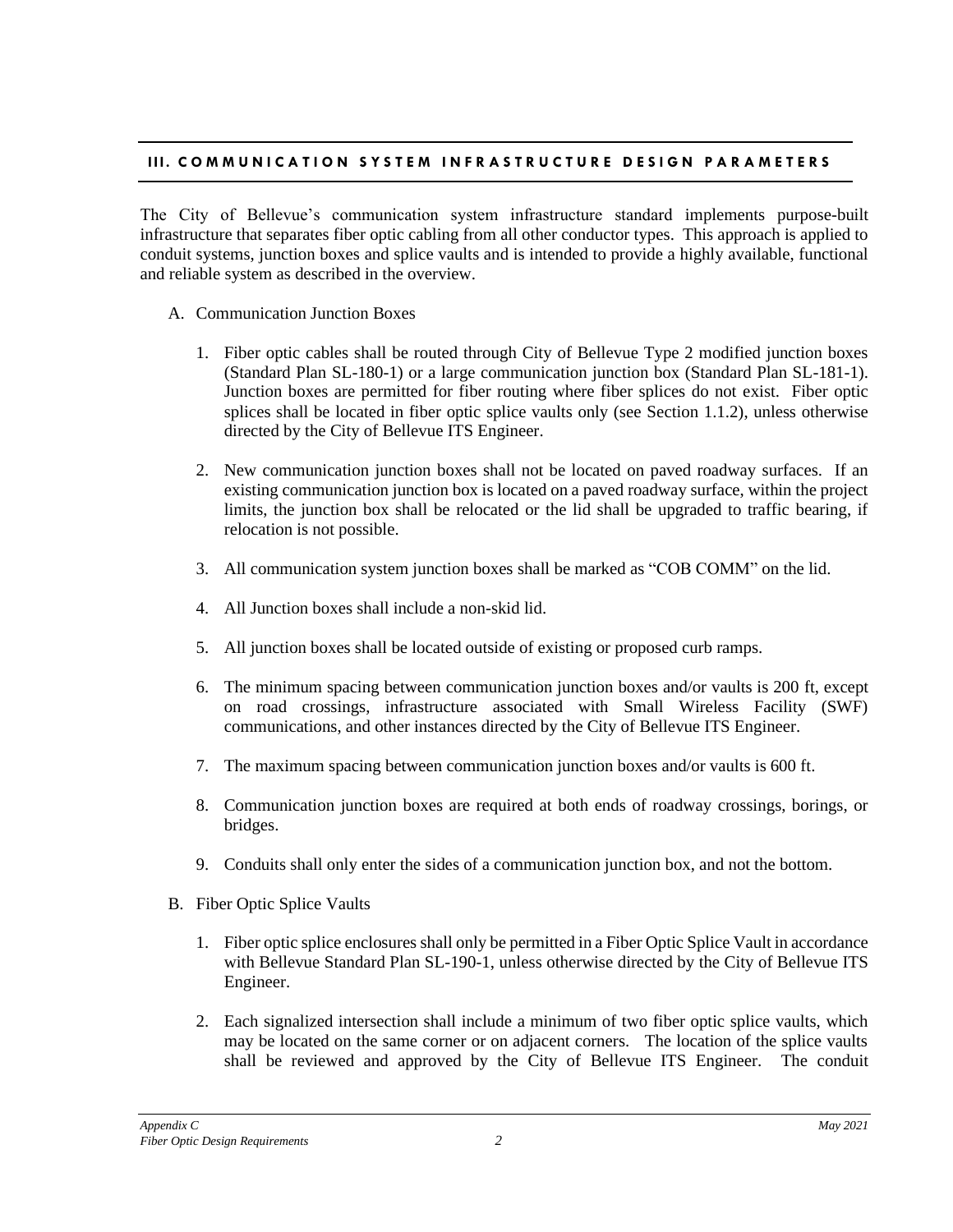## III. COMMUNICATION SYSTEM INFRASTRUCTURE DESIGN PARAMETERS

The City of Bellevue's communication system infrastructure standard implements purpose-built infrastructure that separates fiber optic cabling from all other conductor types. This approach is applied to conduit systems, junction boxes and splice vaults and is intended to provide a highly available, functional and reliable system as described in the overview.

A. Communication Junction Boxes

1. Fiber optic cables shall be routed through City of Bellevue Type 2 modified junction boxes (Standard Plan SL-180-1) or a large communication junction box (Standard Plan SL-181-1). Junction boxes are permitted for fiber routing where fiber splices do not exist. Fiber optic splices shall be located in fiber optic splice vaults only (see Section 1.1.2), unless otherwise directed by the City of Bellevue ITS Engineer.

2. New communication junction boxes shall not be located on paved roadway surfaces. If an existing communication junction box is located on a paved roadway surface, within the project limits, the junction box shall be relocated or the lid shall be upgraded to traffic bearing, if relocation is not possible.

3. All communication system junction boxes shall be marked as "COB COMM" on the lid.

4. All Junction boxes shall include a non-skid lid.

5. All junction boxes shall be located outside of existing or proposed curb ramps.

6. The minimum spacing between communication junction boxes and/or vaults is 200 ft, except on road crossings, infrastructure associated with Small Wireless Facility (SWF) communications, and other instances directed by the City of Bellevue ITS Engineer.

7. The maximum spacing between communication junction boxes and/or vaults is 600 ft.

8. Communication junction boxes are required at both ends of roadway crossings, borings, or bridges.

9. Conduits shall only enter the sides of a communication junction box, and not the bottom.

B. Fiber Optic Splice Vaults

1. Fiber optic splice enclosures shall only be permitted in a Fiber Optic Splice Vault in accordance with Bellevue Standard Plan SL-190-1, unless otherwise directed by the City of Bellevue ITS Engineer.

2. Each signalized intersection shall include a minimum of two fiber optic splice vaults, which may be located on the same corner or on adjacent corners. The location of the splice vaults shall be reviewed and approved by the City of Bellevue ITS Engineer. The conduit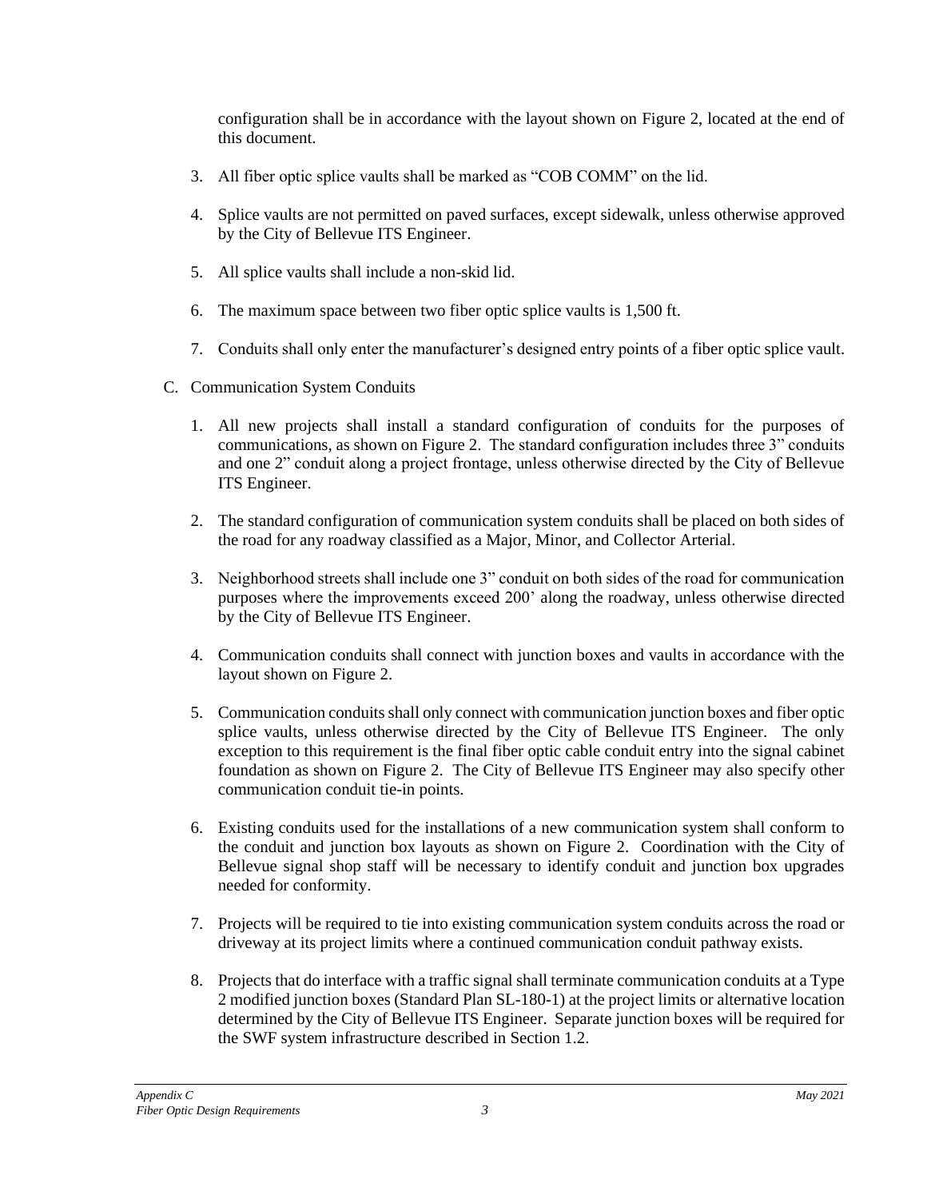configuration shall be in accordance with the layout shown on Figure 2, located at the end of this document.

3. All fiber optic splice vaults shall be marked as "COB COMM" on the lid.

4. Splice vaults are not permitted on paved surfaces, except sidewalk, unless otherwise approved by the City of Bellevue ITS Engineer.

5. All splice vaults shall include a non-skid lid.

6. The maximum space between two fiber optic splice vaults is 1,500 ft.

7. Conduits shall only enter the manufacturer's designed entry points of a fiber optic splice vault.

C. Communication System Conduits

1. All new projects shall install a standard configuration of conduits for the purposes of communications, as shown on Figure 2. The standard configuration includes three 3" conduits and one 2" conduit along a project frontage, unless otherwise directed by the City of Bellevue ITS Engineer.

2. The standard configuration of communication system conduits shall be placed on both sides of the road for any roadway classified as a Major, Minor, and Collector Arterial.

3. Neighborhood streets shall include one 3" conduit on both sides of the road for communication purposes where the improvements exceed 200' along the roadway, unless otherwise directed by the City of Bellevue ITS Engineer.

4. Communication conduits shall connect with junction boxes and vaults in accordance with the layout shown on Figure 2.

5. Communication conduits shall only connect with communication junction boxes and fiber optic splice vaults, unless otherwise directed by the City of Bellevue ITS Engineer. The only exception to this requirement is the final fiber optic cable conduit entry into the signal cabinet foundation as shown on Figure 2. The City of Bellevue ITS Engineer may also specify other communication conduit tie-in points.

6. Existing conduits used for the installations of a new communication system shall conform to the conduit and junction box layouts as shown on Figure 2. Coordination with the City of Bellevue signal shop staff will be necessary to identify conduit and junction box upgrades needed for conformity.

7. Projects will be required to tie into existing communication system conduits across the road or driveway at its project limits where a continued communication conduit pathway exists.

8. Projects that do interface with a traffic signal shall terminate communication conduits at a Type 2 modified junction boxes (Standard Plan SL-180-1) at the project limits or alternative location determined by the City of Bellevue ITS Engineer. Separate junction boxes will be required for the SWF system infrastructure described in Section 1.2.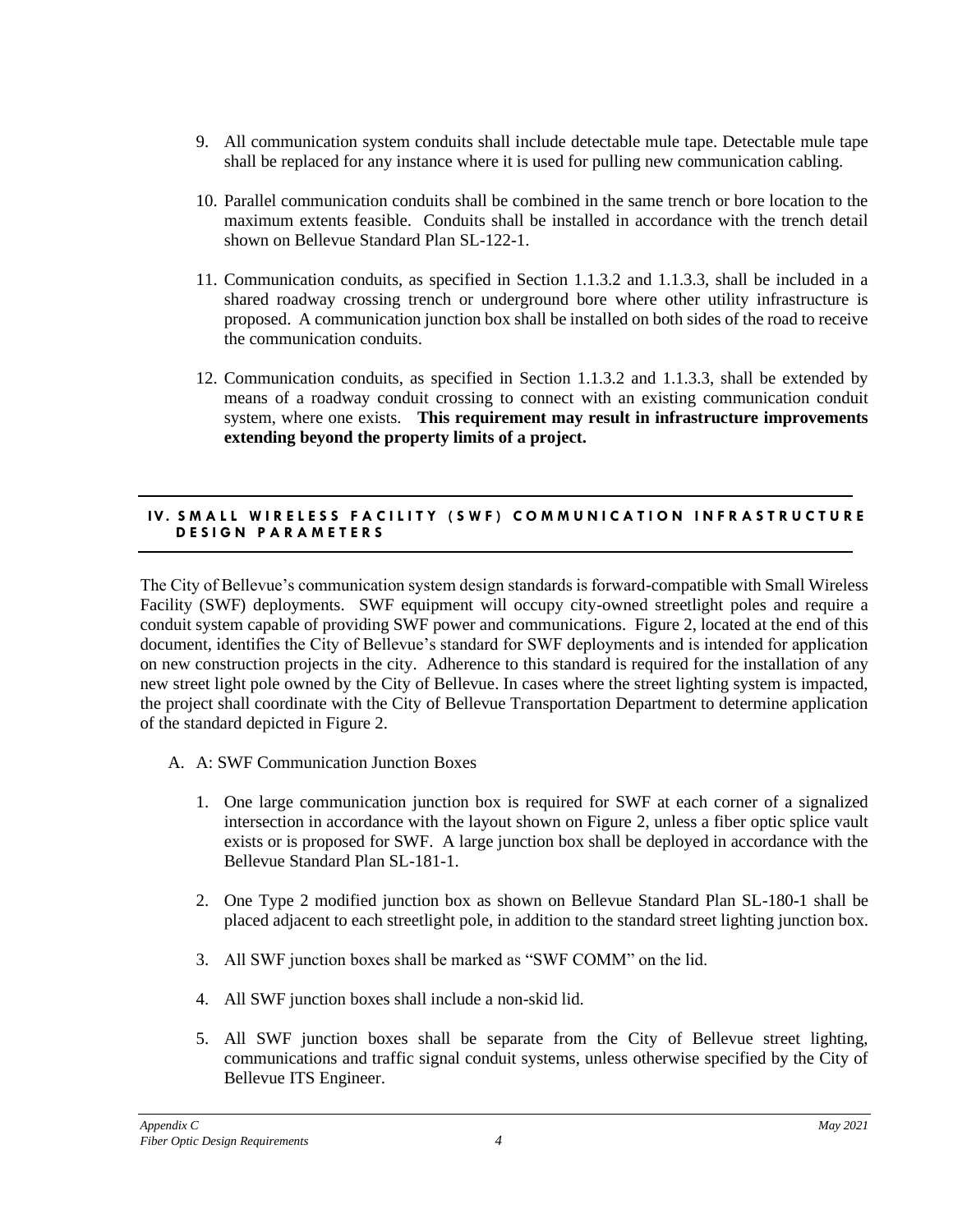9. All communication system conduits shall include detectable mule tape. Detectable mule tape shall be replaced for any instance where it is used for pulling new communication cabling.

10. Parallel communication conduits shall be combined in the same trench or bore location to the maximum extents feasible. Conduits shall be installed in accordance with the trench detail shown on Bellevue Standard Plan SL-122-1.

11. Communication conduits, as specified in Section 1.1.3.2 and 1.1.3.3, shall be included in a shared roadway crossing trench or underground bore where other utility infrastructure is proposed. A communication junction box shall be installed on both sides of the road to receive the communication conduits.

12. Communication conduits, as specified in Section 1.1.3.2 and 1.1.3.3, shall be extended by means of a roadway conduit crossing to connect with an existing communication conduit system, where one exists. **This requirement may result in infrastructure improvements extending beyond the property limits of a project.**

## IV. SMALL WIRELESS FACILITY (SWF) COMMUNICATION INFRASTRUCTURE DESIGN PARAMETERS

The City of Bellevue's communication system design standards is forward-compatible with Small Wireless Facility (SWF) deployments. SWF equipment will occupy city-owned streetlight poles and require a conduit system capable of providing SWF power and communications. Figure 2, located at the end of this document, identifies the City of Bellevue's standard for SWF deployments and is intended for application on new construction projects in the city. Adherence to this standard is required for the installation of any new street light pole owned by the City of Bellevue. In cases where the street lighting system is impacted, the project shall coordinate with the City of Bellevue Transportation Department to determine application of the standard depicted in Figure 2.

A. A: SWF Communication Junction Boxes

1. One large communication junction box is required for SWF at each corner of a signalized intersection in accordance with the layout shown on Figure 2, unless a fiber optic splice vault exists or is proposed for SWF. A large junction box shall be deployed in accordance with the Bellevue Standard Plan SL-181-1.

2. One Type 2 modified junction box as shown on Bellevue Standard Plan SL-180-1 shall be placed adjacent to each streetlight pole, in addition to the standard street lighting junction box.

3. All SWF junction boxes shall be marked as "SWF COMM" on the lid.

4. All SWF junction boxes shall include a non-skid lid.

5. All SWF junction boxes shall be separate from the City of Bellevue street lighting, communications and traffic signal conduit systems, unless otherwise specified by the City of Bellevue ITS Engineer.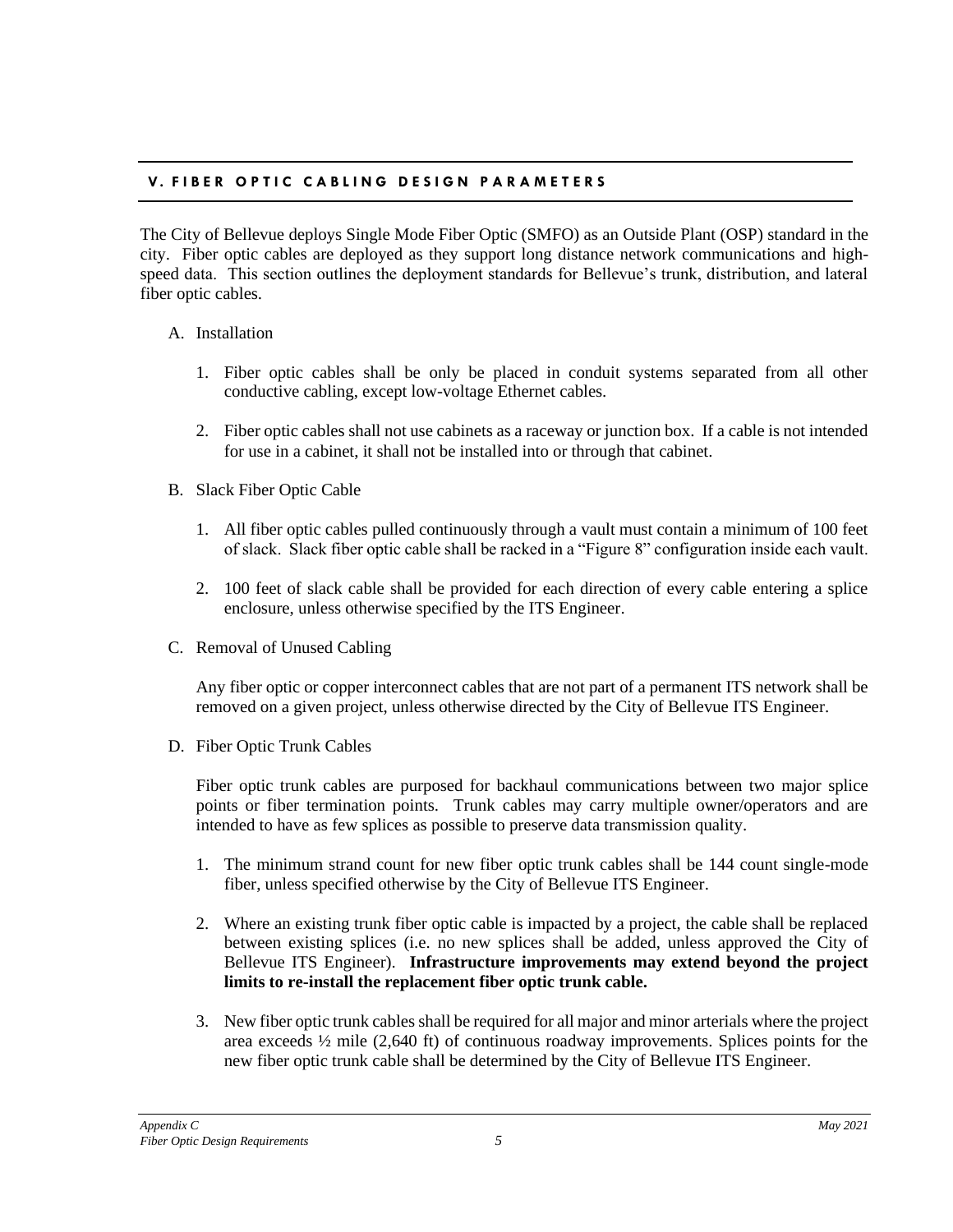## V. FIBER OPTIC CABLING DESIGN PARAMETERS

The City of Bellevue deploys Single Mode Fiber Optic (SMFO) as an Outside Plant (OSP) standard in the city. Fiber optic cables are deployed as they support long distance network communications and high-speed data. This section outlines the deployment standards for Bellevue's trunk, distribution, and lateral fiber optic cables.

A. Installation

1. Fiber optic cables shall be only be placed in conduit systems separated from all other conductive cabling, except low-voltage Ethernet cables.
2. Fiber optic cables shall not use cabinets as a raceway or junction box. If a cable is not intended for use in a cabinet, it shall not be installed into or through that cabinet.

B. Slack Fiber Optic Cable

1. All fiber optic cables pulled continuously through a vault must contain a minimum of 100 feet of slack. Slack fiber optic cable shall be racked in a "Figure 8" configuration inside each vault.
2. 100 feet of slack cable shall be provided for each direction of every cable entering a splice enclosure, unless otherwise specified by the ITS Engineer.

C. Removal of Unused Cabling

Any fiber optic or copper interconnect cables that are not part of a permanent ITS network shall be removed on a given project, unless otherwise directed by the City of Bellevue ITS Engineer.

D. Fiber Optic Trunk Cables

Fiber optic trunk cables are purposed for backhaul communications between two major splice points or fiber termination points. Trunk cables may carry multiple owner/operators and are intended to have as few splices as possible to preserve data transmission quality.

1. The minimum strand count for new fiber optic trunk cables shall be 144 count single-mode fiber, unless specified otherwise by the City of Bellevue ITS Engineer.
2. Where an existing trunk fiber optic cable is impacted by a project, the cable shall be replaced between existing splices (i.e. no new splices shall be added, unless approved the City of Bellevue ITS Engineer). **Infrastructure improvements may extend beyond the project limits to re-install the replacement fiber optic trunk cable.**
3. New fiber optic trunk cables shall be required for all major and minor arterials where the project area exceeds ½ mile (2,640 ft) of continuous roadway improvements. Splices points for the new fiber optic trunk cable shall be determined by the City of Bellevue ITS Engineer.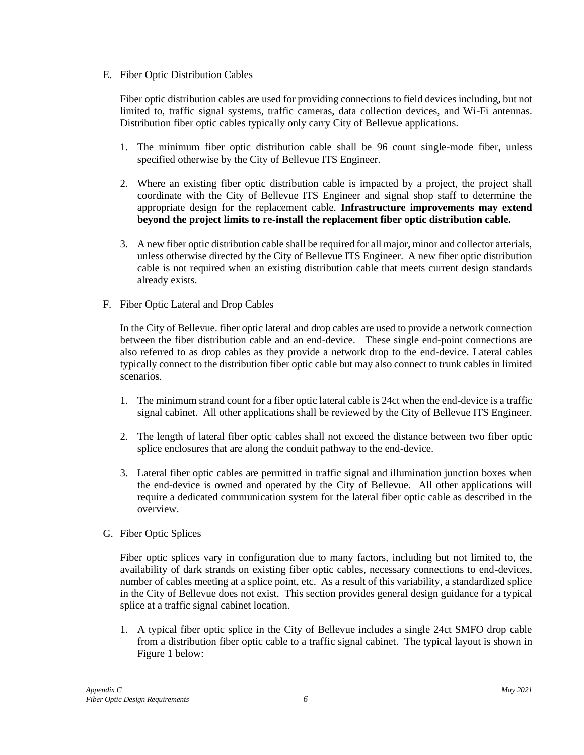E. Fiber Optic Distribution Cables

Fiber optic distribution cables are used for providing connections to field devices including, but not limited to, traffic signal systems, traffic cameras, data collection devices, and Wi-Fi antennas. Distribution fiber optic cables typically only carry City of Bellevue applications.

1. The minimum fiber optic distribution cable shall be 96 count single-mode fiber, unless specified otherwise by the City of Bellevue ITS Engineer.

2. Where an existing fiber optic distribution cable is impacted by a project, the project shall coordinate with the City of Bellevue ITS Engineer and signal shop staff to determine the appropriate design for the replacement cable. **Infrastructure improvements may extend beyond the project limits to re-install the replacement fiber optic distribution cable.**

3. A new fiber optic distribution cable shall be required for all major, minor and collector arterials, unless otherwise directed by the City of Bellevue ITS Engineer. A new fiber optic distribution cable is not required when an existing distribution cable that meets current design standards already exists.

F. Fiber Optic Lateral and Drop Cables

In the City of Bellevue. fiber optic lateral and drop cables are used to provide a network connection between the fiber distribution cable and an end-device. These single end-point connections are also referred to as drop cables as they provide a network drop to the end-device. Lateral cables typically connect to the distribution fiber optic cable but may also connect to trunk cables in limited scenarios.

1. The minimum strand count for a fiber optic lateral cable is 24ct when the end-device is a traffic signal cabinet. All other applications shall be reviewed by the City of Bellevue ITS Engineer.

2. The length of lateral fiber optic cables shall not exceed the distance between two fiber optic splice enclosures that are along the conduit pathway to the end-device.

3. Lateral fiber optic cables are permitted in traffic signal and illumination junction boxes when the end-device is owned and operated by the City of Bellevue. All other applications will require a dedicated communication system for the lateral fiber optic cable as described in the overview.

G. Fiber Optic Splices

Fiber optic splices vary in configuration due to many factors, including but not limited to, the availability of dark strands on existing fiber optic cables, necessary connections to end-devices, number of cables meeting at a splice point, etc. As a result of this variability, a standardized splice in the City of Bellevue does not exist. This section provides general design guidance for a typical splice at a traffic signal cabinet location.

1. A typical fiber optic splice in the City of Bellevue includes a single 24ct SMFO drop cable from a distribution fiber optic cable to a traffic signal cabinet. The typical layout is shown in Figure 1 below: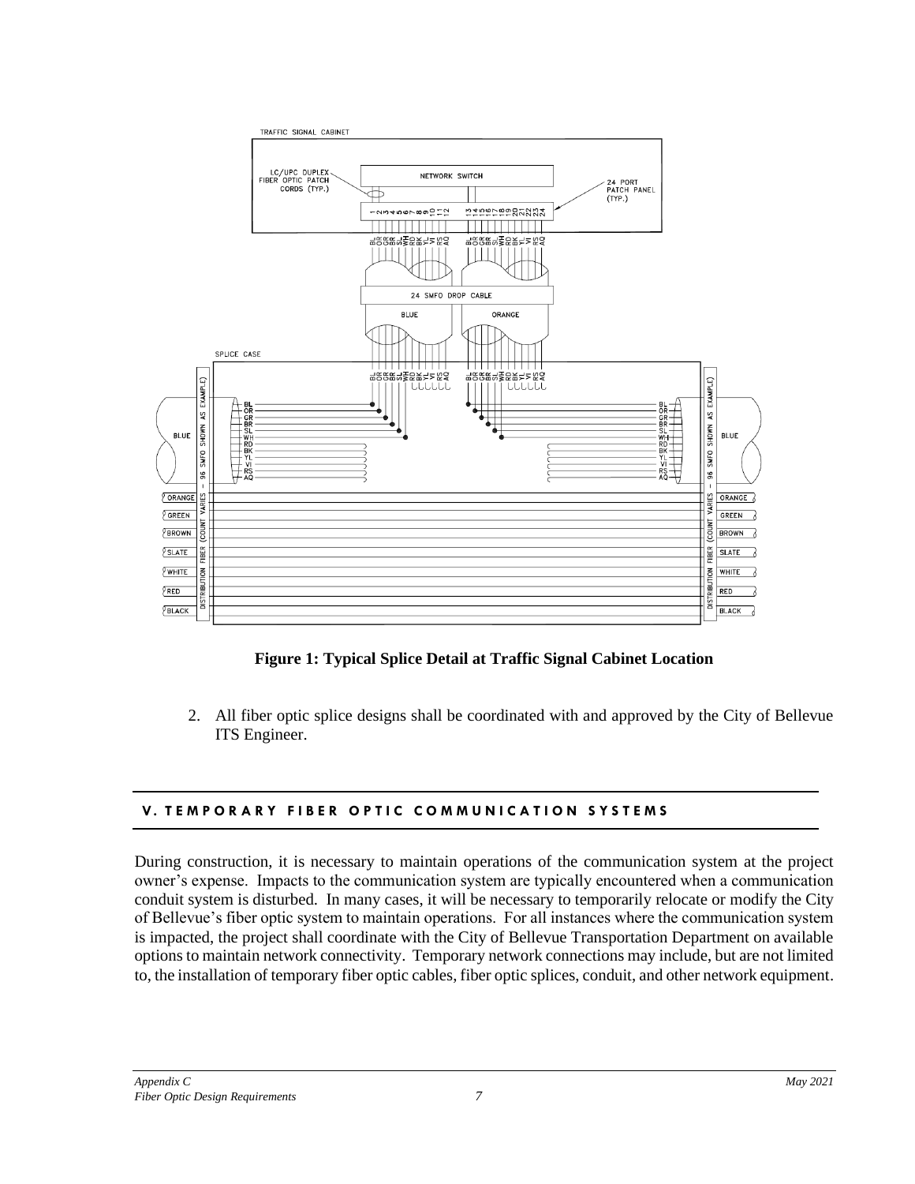**Figure 1: Typical Splice Detail at Traffic Signal Cabinet Location**

2. All fiber optic splice designs shall be coordinated with and approved by the City of Bellevue ITS Engineer.

## V. TEMPORARY FIBER OPTIC COMMUNICATION SYSTEMS

During construction, it is necessary to maintain operations of the communication system at the project owner's expense. Impacts to the communication system are typically encountered when a communication conduit system is disturbed. In many cases, it will be necessary to temporarily relocate or modify the City of Bellevue's fiber optic system to maintain operations. For all instances where the communication system is impacted, the project shall coordinate with the City of Bellevue Transportation Department on available options to maintain network connectivity. Temporary network connections may include, but are not limited to, the installation of temporary fiber optic cables, fiber optic splices, conduit, and other network equipment.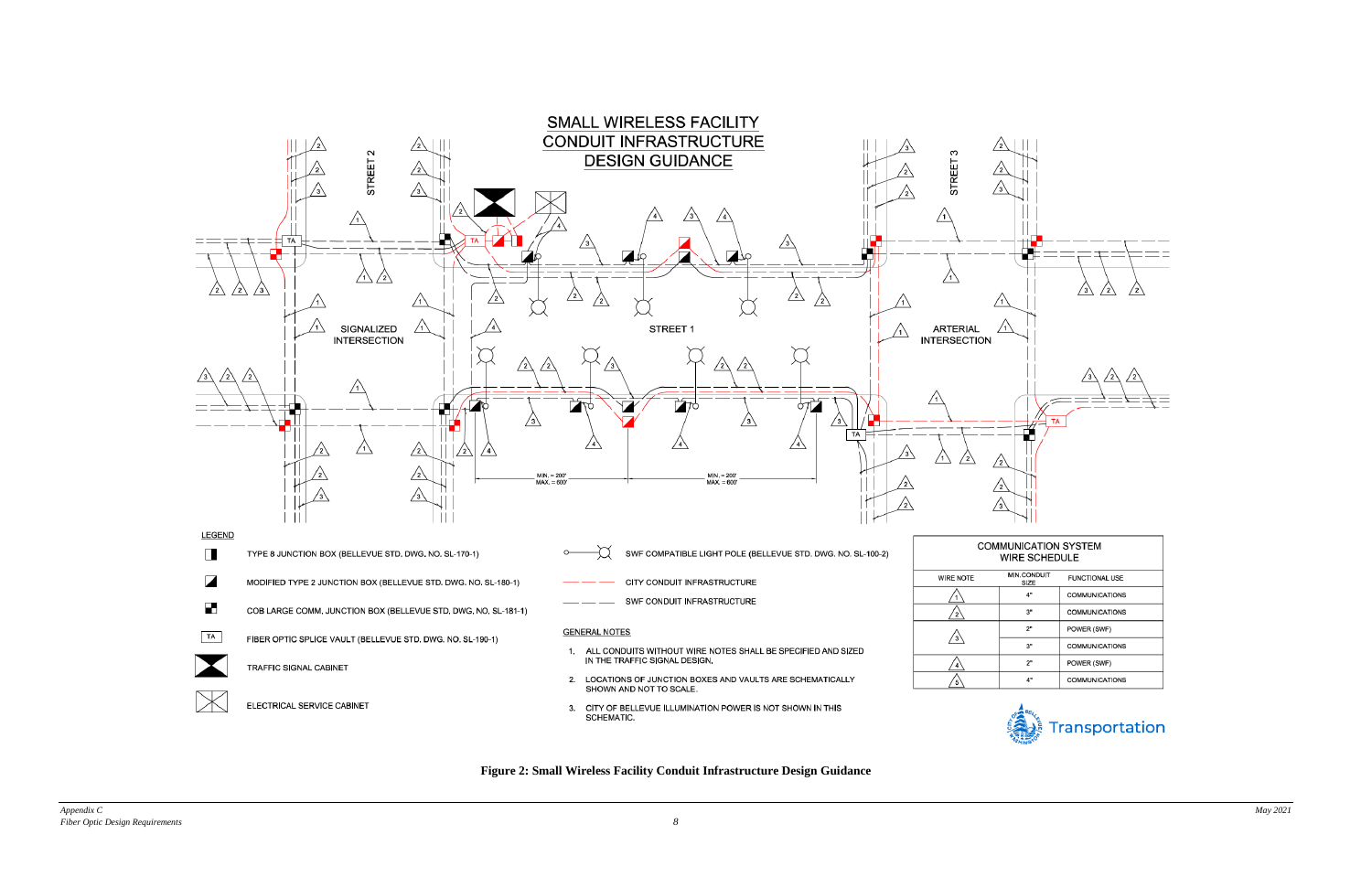## SMALL WIRELESS FACILITY CONDUIT INFRASTRUCTURE DESIGN GUIDANCE

STREET 2

STREET 3

STREET 1

SIGNALIZED INTERSECTION

ARTERIAL INTERSECTION

MIN. = 200'
MAX. = 600'

MIN. = 200'
MAX. = 600'

**LEGEND**

- TYPE 8 JUNCTION BOX (BELLEVUE STD. DWG. NO. SL-170-1)
- MODIFIED TYPE 2 JUNCTION BOX (BELLEVUE STD. DWG. NO. SL-180-1)
- COB LARGE COMM. JUNCTION BOX (BELLEVUE STD. DWG. NO. SL-181-1)
- TA — FIBER OPTIC SPLICE VAULT (BELLEVUE STD. DWG. NO. SL-190-1)
- TRAFFIC SIGNAL CABINET
- ELECTRICAL SERVICE CABINET
- SWF COMPATIBLE LIGHT POLE (BELLEVUE STD. DWG. NO. SL-100-2)
- CITY CONDUIT INFRASTRUCTURE
- SWF CONDUIT INFRASTRUCTURE

**GENERAL NOTES**

1. ALL CONDUITS WITHOUT WIRE NOTES SHALL BE SPECIFIED AND SIZED IN THE TRAFFIC SIGNAL DESIGN.
2. LOCATIONS OF JUNCTION BOXES AND VAULTS ARE SCHEMATICALLY SHOWN AND NOT TO SCALE.
3. CITY OF BELLEVUE ILLUMINATION POWER IS NOT SHOWN IN THIS SCHEMATIC.

**COMMUNICATION SYSTEM WIRE SCHEDULE**

| WIRE NOTE | MIN. CONDUIT SIZE | FUNCTIONAL USE |
|---|---|---|
| 1 | 4" | COMMUNICATIONS |
| 2 | 3" | COMMUNICATIONS |
| 3 | 2" | POWER (SWF) |
| | 3" | COMMUNICATIONS |
| 4 | 2" | POWER (SWF) |
| 5 | 4" | COMMUNICATIONS |

Transportation

**Figure 2: Small Wireless Facility Conduit Infrastructure Design Guidance**